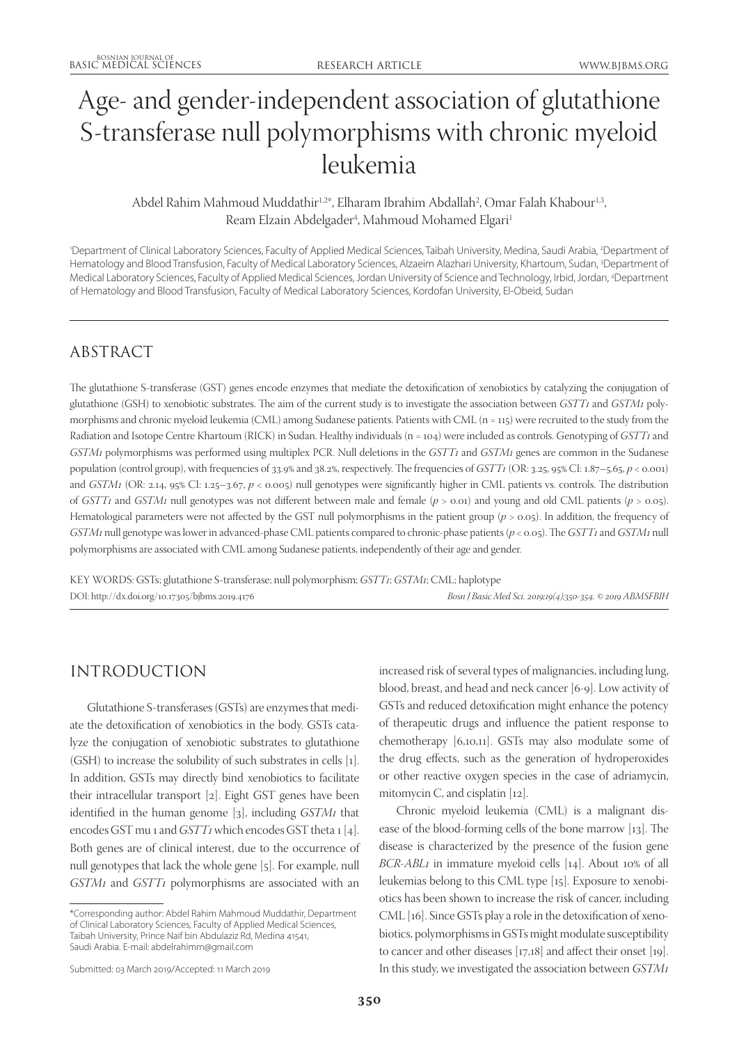# Age- and gender-independent association of glutathione S-transferase null polymorphisms with chronic myeloid leukemia

Abdel Rahim Mahmoud Muddathir[1,2*], Elharam Ibrahim Abdallah[2], Omar Falah Khabour[1,3], Ream Elzain Abdelgader[4], Mahmoud Mohamed Elgari[1]

[1]Department of Clinical Laboratory Sciences, Faculty of Applied Medical Sciences, Taibah University, Medina, Saudi Arabia, [2]Department of Hematology and Blood Transfusion, Faculty of Medical Laboratory Sciences, Alzaeim Alazhari University, Khartoum, Sudan, [3]Department of Medical Laboratory Sciences, Faculty of Applied Medical Sciences, Jordan University of Science and Technology, Irbid, Jordan, [4]Department of Hematology and Blood Transfusion, Faculty of Medical Laboratory Sciences, Kordofan University, El-Obeid, Sudan

## ABSTRACT

The glutathione S-transferase (GST) genes encode enzymes that mediate the detoxification of xenobiotics by catalyzing the conjugation of glutathione (GSH) to xenobiotic substrates. The aim of the current study is to investigate the association between *GSTT1* and *GSTM1* polymorphisms and chronic myeloid leukemia (CML) among Sudanese patients. Patients with CML (n = 115) were recruited to the study from the Radiation and Isotope Centre Khartoum (RICK) in Sudan. Healthy individuals (n = 104) were included as controls. Genotyping of *GSTT1* and *GSTM1* polymorphisms was performed using multiplex PCR. Null deletions in the *GSTT1* and *GSTM1* genes are common in the Sudanese population (control group), with frequencies of 33.9% and 38.2%, respectively. The frequencies of *GSTT1* (OR: 3.25, 95% CI: 1.87–5.65, $p < 0.001$) and *GSTM1* (OR: 2.14, 95% CI: 1.25–3.67, $p < 0.005$) null genotypes were significantly higher in CML patients vs. controls. The distribution of *GSTT1* and *GSTM1* null genotypes was not different between male and female ($p > 0.01$) and young and old CML patients ($p > 0.05$). Hematological parameters were not affected by the GST null polymorphisms in the patient group ($p > 0.05$). In addition, the frequency of *GSTM1* null genotype was lower in advanced-phase CML patients compared to chronic-phase patients ($p < 0.05$). The *GSTT1* and *GSTM1* null polymorphisms are associated with CML among Sudanese patients, independently of their age and gender.

KEY WORDS: GSTs; glutathione S-transferase; null polymorphism; *GSTT1*; *GSTM1*; CML; haplotype

DOI: http://dx.doi.org/10.17305/bjbms.2019.4176

*Bosn J Basic Med Sci. 2019;19(4):350-354. © 2019 ABMSFBIH*

## INTRODUCTION

Glutathione S-transferases (GSTs) are enzymes that mediate the detoxification of xenobiotics in the body. GSTs catalyze the conjugation of xenobiotic substrates to glutathione (GSH) to increase the solubility of such substrates in cells [1]. In addition, GSTs may directly bind xenobiotics to facilitate their intracellular transport [2]. Eight GST genes have been identified in the human genome [3], including *GSTM1* that encodes GST mu 1 and *GSTT1* which encodes GST theta 1 [4]. Both genes are of clinical interest, due to the occurrence of null genotypes that lack the whole gene [5]. For example, null *GSTM1* and *GSTT1* polymorphisms are associated with an increased risk of several types of malignancies, including lung, blood, breast, and head and neck cancer [6-9]. Low activity of GSTs and reduced detoxification might enhance the potency of therapeutic drugs and influence the patient response to chemotherapy [6,10,11]. GSTs may also modulate some of the drug effects, such as the generation of hydroperoxides or other reactive oxygen species in the case of adriamycin, mitomycin C, and cisplatin [12].

Chronic myeloid leukemia (CML) is a malignant disease of the blood-forming cells of the bone marrow [13]. The disease is characterized by the presence of the fusion gene *BCR-ABL1* in immature myeloid cells [14]. About 10% of all leukemias belong to this CML type [15]. Exposure to xenobiotics has been shown to increase the risk of cancer, including CML [16]. Since GSTs play a role in the detoxification of xenobiotics, polymorphisms in GSTs might modulate susceptibility to cancer and other diseases [17,18] and affect their onset [19]. In this study, we investigated the association between *GSTM1*

*Corresponding author: Abdel Rahim Mahmoud Muddathir, Department of Clinical Laboratory Sciences, Faculty of Applied Medical Sciences, Taibah University, Prince Naif bin Abdulaziz Rd, Medina 41541, Saudi Arabia. E-mail: abdelrahimm@gmail.com

Submitted: 03 March 2019/Accepted: 11 March 2019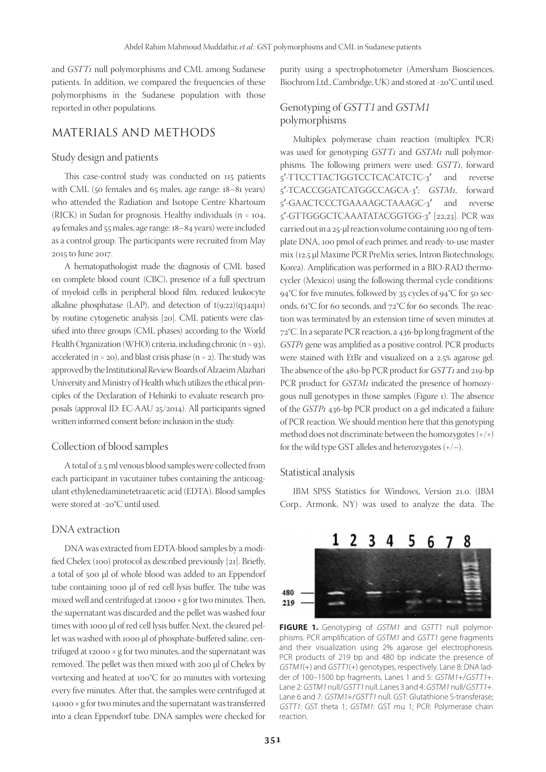and *GSTT1* null polymorphisms and CML among Sudanese patients. In addition, we compared the frequencies of these polymorphisms in the Sudanese population with those reported in other populations.

## MATERIALS AND METHODS

### Study design and patients

This case-control study was conducted on 115 patients with CML (50 females and 65 males, age range: 18–81 years) who attended the Radiation and Isotope Centre Khartoum (RICK) in Sudan for prognosis. Healthy individuals (n = 104, 49 females and 55 males, age range: 18–84 years) were included as a control group. The participants were recruited from May 2015 to June 2017.

A hematopathologist made the diagnosis of CML based on complete blood count (CBC), presence of a full spectrum of myeloid cells in peripheral blood film, reduced leukocyte alkaline phosphatase (LAP), and detection of t(9;22)(q34;q11) by routine cytogenetic analysis [20]. CML patients were classified into three groups (CML phases) according to the World Health Organization (WHO) criteria, including chronic (n = 93), accelerated (n = 20), and blast crisis phase (n = 2). The study was approved by the Institutional Review Boards of Alzaeim Alazhari University and Ministry of Health which utilizes the ethical principles of the Declaration of Helsinki to evaluate research proposals (approval ID: EC-AAU 25/2014). All participants signed written informed consent before inclusion in the study.

### Collection of blood samples

A total of 2.5 ml venous blood samples were collected from each participant in vacutainer tubes containing the anticoagulant ethylenediaminetetraacetic acid (EDTA). Blood samples were stored at -20°C until used.

### DNA extraction

DNA was extracted from EDTA-blood samples by a modified Chelex (100) protocol as described previously [21]. Briefly, a total of 500 µl of whole blood was added to an Eppendorf tube containing 1000 µl of red cell lysis buffer. The tube was mixed well and centrifuged at 12000 × g for two minutes. Then, the supernatant was discarded and the pellet was washed four times with 1000 µl of red cell lysis buffer. Next, the cleared pellet was washed with 1000 µl of phosphate-buffered saline, centrifuged at 12000 × g for two minutes, and the supernatant was removed. The pellet was then mixed with 200 µl of Chelex by vortexing and heated at 100°C for 20 minutes with vortexing every five minutes. After that, the samples were centrifuged at 14000 × g for two minutes and the supernatant was transferred into a clean Eppendorf tube. DNA samples were checked for purity using a spectrophotometer (Amersham Biosciences, Biochrom Ltd., Cambridge, UK) and stored at -20°C until used.

### Genotyping of *GSTT1* and *GSTM1* polymorphisms

Multiplex polymerase chain reaction (multiplex PCR) was used for genotyping *GSTT1* and *GSTM1* null polymorphisms. The following primers were used: *GSTT1*, forward 5′-TTCCTTACTGGTCCTCACATCTC-3′ and reverse 5′-TCACCGGATCATGGCCAGCA-3′; *GSTM1*, forward 5′-GAACTCCCTGAAAAGCTAAAGC-3′ and reverse 5′-GTTGGGCTCAAATATACGGTGG-3′ [22,23]. PCR was carried out in a 25-µl reaction volume containing 100 ng of template DNA, 100 pmol of each primer, and ready-to-use master mix (12.5 µl Maxime PCR PreMix series, Intron Biotechnology, Korea). Amplification was performed in a BIO-RAD thermocycler (Mexico) using the following thermal cycle conditions: 94°C for five minutes, followed by 35 cycles of 94°C for 50 seconds, 61°C for 60 seconds, and 72°C for 60 seconds. The reaction was terminated by an extension time of seven minutes at 72°C. In a separate PCR reaction, a 436-bp long fragment of the *GSTP1* gene was amplified as a positive control. PCR products were stained with EtBr and visualized on a 2.5% agarose gel. The absence of the 480-bp PCR product for *GSTT1* and 219-bp PCR product for *GSTM1* indicated the presence of homozygous null genotypes in those samples (Figure 1). The absence of the *GSTP1* 436-bp PCR product on a gel indicated a failure of PCR reaction. We should mention here that this genotyping method does not discriminate between the homozygotes (+/+) for the wild type GST alleles and heterozygotes (+/−).

### Statistical analysis

IBM SPSS Statistics for Windows, Version 21.0. (IBM Corp., Armonk, NY) was used to analyze the data. The

**FIGURE 1.** Genotyping of *GSTM1* and *GSTT1* null polymorphisms. PCR amplification of *GSTM1* and *GSTT1* gene fragments and their visualization using 2% agarose gel electrophoresis. PCR products of 219 bp and 480 bp indicate the presence of *GSTM1*(+) and *GSTT1*(+) genotypes, respectively. Lane 8: DNA ladder of 100–1500 bp fragments. Lanes 1 and 5: *GSTM1*+/*GSTT1*+. Lane 2: *GSTM1* null/*GSTT1* null. Lanes 3 and 4: *GSTM1* null/*GSTT1*+. Lane 6 and 7: *GSTM1*+/*GSTT1* null. GST: Glutathione S-transferase; *GSTT1*: GST theta 1; *GSTM1*: GST mu 1; PCR: Polymerase chain reaction.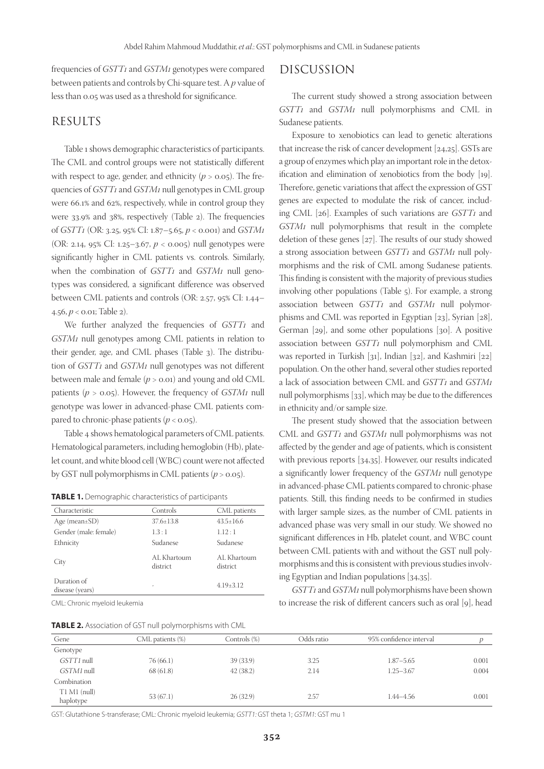frequencies of *GSTT1* and *GSTM1* genotypes were compared between patients and controls by Chi-square test. A $p$ value of less than 0.05 was used as a threshold for significance.

## RESULTS

Table 1 shows demographic characteristics of participants. The CML and control groups were not statistically different with respect to age, gender, and ethnicity ($p > 0.05$). The frequencies of *GSTT1* and *GSTM1* null genotypes in CML group were 66.1% and 62%, respectively, while in control group they were 33.9% and 38%, respectively (Table 2). The frequencies of *GSTT1* (OR: 3.25, 95% CI: 1.87–5.65, $p < 0.001$) and *GSTM1* (OR: 2.14, 95% CI: 1.25–3.67, $p < 0.005$) null genotypes were significantly higher in CML patients vs. controls. Similarly, when the combination of *GSTT1* and *GSTM1* null genotypes was considered, a significant difference was observed between CML patients and controls (OR: 2.57, 95% CI: 1.44–4.56, $p < 0.01$; Table 2).

We further analyzed the frequencies of *GSTT1* and *GSTM1* null genotypes among CML patients in relation to their gender, age, and CML phases (Table 3). The distribution of *GSTT1* and *GSTM1* null genotypes was not different between male and female ($p > 0.01$) and young and old CML patients ($p > 0.05$). However, the frequency of *GSTM1* null genotype was lower in advanced-phase CML patients compared to chronic-phase patients ($p < 0.05$).

Table 4 shows hematological parameters of CML patients. Hematological parameters, including hemoglobin (Hb), platelet count, and white blood cell (WBC) count were not affected by GST null polymorphisms in CML patients ($p > 0.05$).

**TABLE 1.** Demographic characteristics of participants

| Characteristic | Controls | CML patients |
|---|---|---|
| Age (mean±SD) | 37.6±13.8 | 43.5±16.6 |
| Gender (male: female) | 1.3 : 1 | 1.12 : 1 |
| Ethnicity | Sudanese | Sudanese |
| City | AL Khartoum district | AL Khartoum district |
| Duration of disease (years) | - | 4.19±3.12 |

CML: Chronic myeloid leukemia

**TABLE 2.** Association of GST null polymorphisms with CML

| Gene | CML patients (%) | Controls (%) | Odds ratio | 95% confidence interval | p |
|---|---|---|---|---|---|
| Genotype | | | | | |
| *GSTT1* null | 76 (66.1) | 39 (33.9) | 3.25 | 1.87–5.65 | 0.001 |
| *GSTM1* null | 68 (61.8) | 42 (38.2) | 2.14 | 1.25–3.67 | 0.004 |
| Combination | | | | | |
| T1 M1 (null) haplotype | 53 (67.1) | 26 (32.9) | 2.57 | 1.44–4.56 | 0.001 |

GST: Glutathione S-transferase; CML: Chronic myeloid leukemia; *GSTT1*: GST theta 1; *GSTM1*: GST mu 1

## DISCUSSION

The current study showed a strong association between *GSTT1* and *GSTM1* null polymorphisms and CML in Sudanese patients.

Exposure to xenobiotics can lead to genetic alterations that increase the risk of cancer development [24,25]. GSTs are a group of enzymes which play an important role in the detoxification and elimination of xenobiotics from the body [19]. Therefore, genetic variations that affect the expression of GST genes are expected to modulate the risk of cancer, including CML [26]. Examples of such variations are *GSTT1* and *GSTM1* null polymorphisms that result in the complete deletion of these genes [27]. The results of our study showed a strong association between *GSTT1* and *GSTM1* null polymorphisms and the risk of CML among Sudanese patients. This finding is consistent with the majority of previous studies involving other populations (Table 5). For example, a strong association between *GSTT1* and *GSTM1* null polymorphisms and CML was reported in Egyptian [23], Syrian [28], German [29], and some other populations [30]. A positive association between *GSTT1* null polymorphism and CML was reported in Turkish [31], Indian [32], and Kashmiri [22] population. On the other hand, several other studies reported a lack of association between CML and *GSTT1* and *GSTM1* null polymorphisms [33], which may be due to the differences in ethnicity and/or sample size.

The present study showed that the association between CML and *GSTT1* and *GSTM1* null polymorphisms was not affected by the gender and age of patients, which is consistent with previous reports [34,35]. However, our results indicated a significantly lower frequency of the *GSTM1* null genotype in advanced-phase CML patients compared to chronic-phase patients. Still, this finding needs to be confirmed in studies with larger sample sizes, as the number of CML patients in advanced phase was very small in our study. We showed no significant differences in Hb, platelet count, and WBC count between CML patients with and without the GST null polymorphisms and this is consistent with previous studies involving Egyptian and Indian populations [34,35].

*GSTT1* and *GSTM1* null polymorphisms have been shown to increase the risk of different cancers such as oral [9], head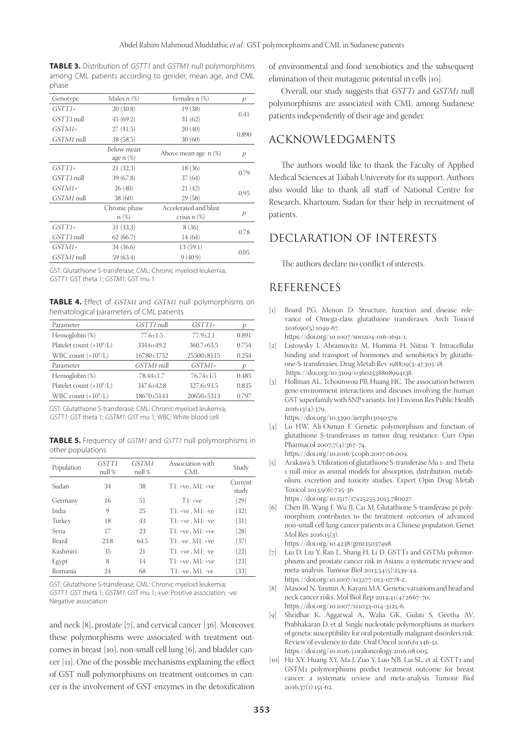**TABLE 3.** Distribution of *GSTT1* and *GSTM1* null polymorphisms among CML patients according to gender, mean age, and CML phase

| Genotype | Males n (%) | Females n (%) | *p* |
|---|---|---|---|
| *GSTT1*+ | 20 (30.8) | 19 (38) | 0.41 |
| *GSTT1* null | 45 (69.2) | 31 (62) | |
| *GSTM1*+ | 27 (41.5) | 20 (40) | 0.890 |
| *GSTM1* null | 38 (58.5) | 30 (60) | |
| | Below mean age n (%) | Above mean age n (%) | *p* |
| *GSTT1*+ | 21 (32.3) | 18 (36) | 0.79 |
| *GSTT1* null | 39 (67.8) | 37 (64) | |
| *GSTM1*+ | 26 (40) | 21 (42) | 0.95 |
| *GSTM1* null | 38 (60) | 29 (58) | |
| | Chronic phase n (%) | Accelerated and blast crisis n (%) | *p* |
| *GSTT1*+ | 31 (33.3) | 8 (36) | 0.78 |
| *GSTT1* null | 62 (66.7) | 14 (64) | |
| *GSTM1*+ | 34 (36.6) | 13 (59.1) | 0.05 |
| *GSTM1* null | 59 (63.4) | 9 (40.9) | |

GST: Glutathione S-transferase; CML: Chronic myeloid leukemia; *GSTT1*: GST theta 1; *GSTM1*: GST mu 1

**TABLE 4.** Effect of *GSTM1* and *GSTM1* null polymorphisms on hematological parameters of CML patients

| Parameter | *GSTT1* null | *GSTT1*+ | *p* |
|---|---|---|---|
| Hemoglobin (%) | 77.6±1.5 | 77.9±2.1 | 0.891 |
| Platelet count ($\times10^9$/L) | 334.6±49.2 | 360.7±63.5 | 0.754 |
| WBC count ($\times10^9$/L) | 16780±3752 | 25500±8115 | 0.254 |
| Parameter | *GSTM1* null | *GSTM1*+ | *p* |
| Hemoglobin (%) | 78.44±1.7 | 76.74±1.5 | 0.485 |
| Platelet count ($\times10^9$/L) | 347.6±42.8 | 327.6±93.5 | 0.835 |
| WBC count ($\times10^9$/L) | 18670±5143 | 20650±5313 | 0.797 |

GST: Glutathione S-transferase; CML: Chronic myeloid leukemia; *GSTT1*: GST theta 1; *GSTM1*: GST mu 1; WBC: White blood cell

**TABLE 5.** Frequency of *GSTM1* and *GSTT1* null polymorphisms in other populations

| Population | *GSTT1* null % | *GSTM1* null % | Association with CML | Study |
|---|---|---|---|---|
| Sudan | 34 | 38 | T1: +ve, M1: +ve | Current study |
| Germany | 16 | 51 | T1: +ve | [29] |
| India | 9 | 25 | T1: +ve, M1: -ve | [32] |
| Turkey | 18 | 43 | T1: +ve, M1: -ve | [31] |
| Syria | 17 | 23 | T1: +ve, M1: +ve | [28] |
| Brazil | 23.8 | 64.5 | T1: -ve, M1: +ve | [37] |
| Kashmiri | 35 | 21 | T1: +ve, M1: -ve | [22] |
| Egypt | 8 | 14 | T1: +ve, M1: +ve | [23] |
| Romania | 24 | 68 | T1: -ve, M1: -ve | [33] |

GST: Glutathione S-transferase; CML: Chronic myeloid leukemia; *GSTT1*: GST theta 1; *GSTM1*: GST mu 1; +ve: Positive association; -ve: Negative association

and neck [8], prostate [7], and cervical cancer [36]. Moreover, these polymorphisms were associated with treatment outcomes in breast [10], non-small cell lung [6], and bladder cancer [11]. One of the possible mechanisms explaining the effect of GST null polymorphisms on treatment outcomes in cancer is the involvement of GST enzymes in the detoxification of environmental and food xenobiotics and the subsequent elimination of their mutagenic potential in cells [10].

Overall, our study suggests that *GSTT1* and *GSTM1* null polymorphisms are associated with CML among Sudanese patients independently of their age and gender.

## ACKNOWLEDGMENTS

The authors would like to thank the Faculty of Applied Medical Sciences at Taibah University for its support. Authors also would like to thank all staff of National Centre for Research, Khartoum, Sudan for their help in recruitment of patients.

## DECLARATION OF INTERESTS

The authors declare no conflict of interests.

## REFERENCES

[1] Board PG, Menon D. Structure, function and disease relevance of Omega-class glutathione transferases. Arch Toxicol 2016;90(5):1049-67. https://doi.org/10.1007/s00204-016-1691-1.

[2] Listowsky I, Abramovitz M, Homma H, Niitsu Y. Intracellular binding and transport of hormones and xenobiotics by glutathione-S-transferases. Drug Metab Rev 1988;19(3-4):305-18. https://doi.org/10.3109/03602538808994138.

[3] Hollman AL, Tchounwou PB, Huang HC. The association between gene-environment interactions and diseases involving the human GST superfamily with SNP variants. Int J Environ Res Public Health 2016;13(4):379. https://doi.org/10.3390/ijerph13040379.

[4] Lo HW, Ali-Osman F. Genetic polymorphism and function of glutathione S-transferases in tumor drug resistance. Curr Opin Pharmacol 2007;7(4):367-74. https://doi.org/10.1016/j.coph.2007.06.009.

[5] Arakawa S. Utilization of glutathione S-transferase Mu 1- and Theta 1-null mice as animal models for absorption, distribution, metabolism, excretion and toxicity studies. Expert Opin Drug Metab Toxicol 2013;9(6):725-36. https://doi.org/10.1517/17425255.2013.780027.

[6] Chen JB, Wang F, Wu JJ, Cai M. Glutathione S-transferase pi polymorphism contributes to the treatment outcomes of advanced non-small cell lung cancer patients in a Chinese population. Genet Mol Res 2016;15(3). https://doi.org/10.4238/gmr.15037498.

[7] Liu D, Liu Y, Ran L, Shang H, Li D. GSTT1 and GSTM1 polymorphisms and prostate cancer risk in Asians: a systematic review and meta-analysis. Tumour Biol 2013;34(5):2539-44. https://doi.org/10.1007/s13277-013-0778-z.

[8] Masood N, Yasmin A, Kayani MA. Genetic variations and head and neck cancer risks. Mol Biol Rep 2014;41(4):2667-70. https://doi.org/10.1007/s11033-014-3125-6.

[9] Shridhar K, Aggarwal A, Walia GK, Gulati S, Geetha AV, Prabhakaran D, et al. Single nucleotide polymorphisms as markers of genetic susceptibility for oral potentially malignant disorders risk: Review of evidence to date. Oral Oncol 2016;61:146-51. https://doi.org/10.1016/j.oraloncology.2016.08.005.

[10] Hu XY, Huang XY, Ma J, Zuo Y, Luo NB, Lai SL, et al. GSTT1 and GSTM1 polymorphisms predict treatment outcome for breast cancer: a systematic review and meta-analysis. Tumour Biol 2016;37(1):151-62.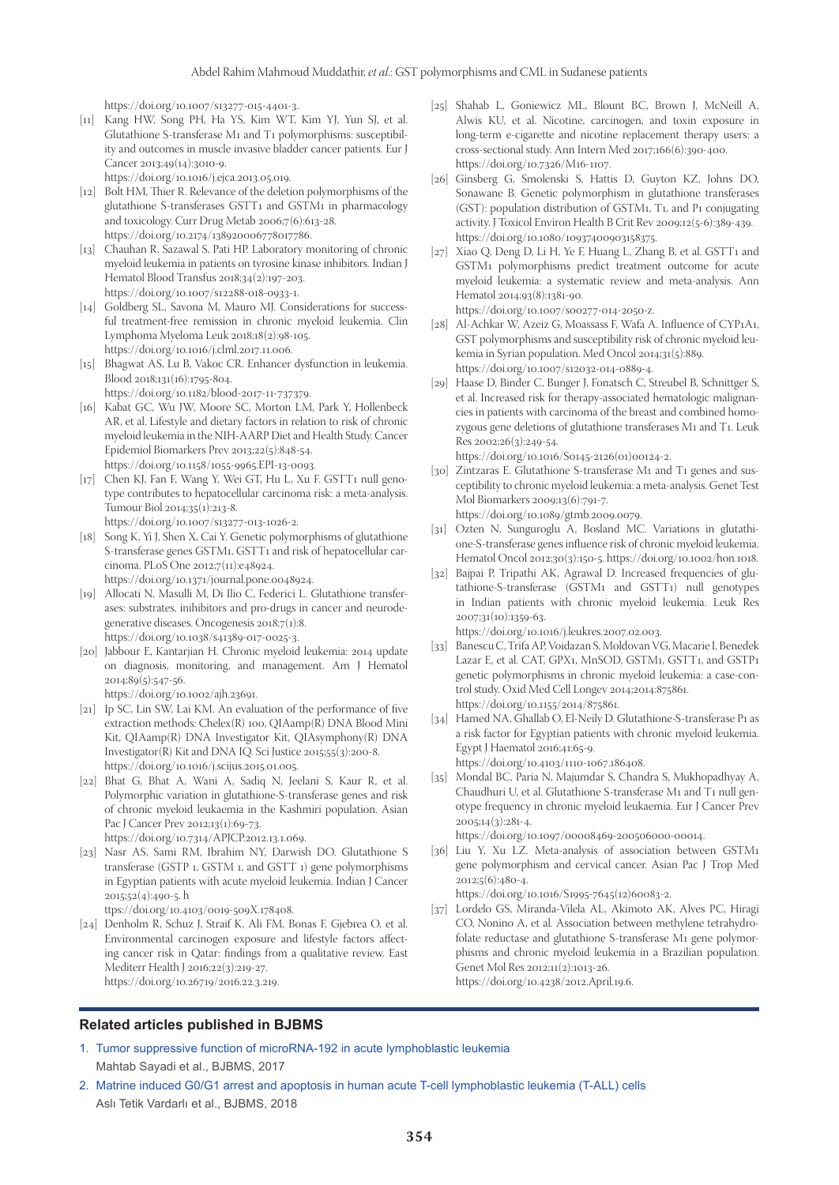https://doi.org/10.1007/s13277-015-4401-3.

[11] Kang HW, Song PH, Ha YS, Kim WT, Kim YJ, Yun SJ, et al. Glutathione S-transferase M1 and T1 polymorphisms: susceptibility and outcomes in muscle invasive bladder cancer patients. Eur J Cancer 2013;49(14):3010-9.
https://doi.org/10.1016/j.ejca.2013.05.019.

[12] Bolt HM, Thier R. Relevance of the deletion polymorphisms of the glutathione S-transferases GSTT1 and GSTM1 in pharmacology and toxicology. Curr Drug Metab 2006;7(6):613-28.
https://doi.org/10.2174/138920006778017786.

[13] Chauhan R, Sazawal S, Pati HP. Laboratory monitoring of chronic myeloid leukemia in patients on tyrosine kinase inhibitors. Indian J Hematol Blood Transfus 2018;34(2):197-203.
https://doi.org/10.1007/s12288-018-0933-1.

[14] Goldberg SL, Savona M, Mauro MJ. Considerations for successful treatment-free remission in chronic myeloid leukemia. Clin Lymphoma Myeloma Leuk 2018;18(2):98-105.
https://doi.org/10.1016/j.clml.2017.11.006.

[15] Bhagwat AS, Lu B, Vakoc CR. Enhancer dysfunction in leukemia. Blood 2018;131(16):1795-804.
https://doi.org/10.1182/blood-2017-11-737379.

[16] Kabat GC, Wu JW, Moore SC, Morton LM, Park Y, Hollenbeck AR, et al. Lifestyle and dietary factors in relation to risk of chronic myeloid leukemia in the NIH-AARP Diet and Health Study. Cancer Epidemiol Biomarkers Prev 2013;22(5):848-54.
https://doi.org/10.1158/1055-9965.EPI-13-0093.

[17] Chen KJ, Fan F, Wang Y, Wei GT, Hu L, Xu F. GSTT1 null genotype contributes to hepatocellular carcinoma risk: a meta-analysis. Tumour Biol 2014;35(1):213-8.
https://doi.org/10.1007/s13277-013-1026-2.

[18] Song K, Yi J, Shen X, Cai Y. Genetic polymorphisms of glutathione S-transferase genes GSTM1, GSTT1 and risk of hepatocellular carcinoma. PLoS One 2012;7(11):e48924.
https://doi.org/10.1371/journal.pone.0048924.

[19] Allocati N, Masulli M, Di Ilio C, Federici L. Glutathione transferases: substrates, inihibitors and pro-drugs in cancer and neurodegenerative diseases. Oncogenesis 2018;7(1):8.
https://doi.org/10.1038/s41389-017-0025-3.

[20] Jabbour E, Kantarjian H. Chronic myeloid leukemia: 2014 update on diagnosis, monitoring, and management. Am J Hematol 2014;89(5):547-56.
https://doi.org/10.1002/ajh.23691.

[21] Ip SC, Lin SW, Lai KM. An evaluation of the performance of five extraction methods: Chelex(R) 100, QIAamp(R) DNA Blood Mini Kit, QIAamp(R) DNA Investigator Kit, QIAsymphony(R) DNA Investigator(R) Kit and DNA IQ. Sci Justice 2015;55(3):200-8.
https://doi.org/10.1016/j.scijus.2015.01.005.

[22] Bhat G, Bhat A, Wani A, Sadiq N, Jeelani S, Kaur R, et al. Polymorphic variation in glutathione-S-transferase genes and risk of chronic myeloid leukaemia in the Kashmiri population. Asian Pac J Cancer Prev 2012;13(1):69-73.
https://doi.org/10.7314/APJCP.2012.13.1.069.

[23] Nasr AS, Sami RM, Ibrahim NY, Darwish DO. Glutathione S transferase (GSTP 1, GSTM 1, and GSTT 1) gene polymorphisms in Egyptian patients with acute myeloid leukemia. Indian J Cancer 2015;52(4):490-5. h
ttps://doi.org/10.4103/0019-509X.178408.

[24] Denholm R, Schuz J, Straif K, Ali FM, Bonas F, Gjebrea O, et al. Environmental carcinogen exposure and lifestyle factors affecting cancer risk in Qatar: findings from a qualitative review. East Mediterr Health J 2016;22(3):219-27.
https://doi.org/10.26719/2016.22.3.219.

[25] Shahab L, Goniewicz ML, Blount BC, Brown J, McNeill A, Alwis KU, et al. Nicotine, carcinogen, and toxin exposure in long-term e-cigarette and nicotine replacement therapy users: a cross-sectional study. Ann Intern Med 2017;166(6):390-400.
https://doi.org/10.7326/M16-1107.

[26] Ginsberg G, Smolenski S, Hattis D, Guyton KZ, Johns DO, Sonawane B. Genetic polymorphism in glutathione transferases (GST): population distribution of GSTM1, T1, and P1 conjugating activity. J Toxicol Environ Health B Crit Rev 2009;12(5-6):389-439.
https://doi.org/10.1080/10937400903158375.

[27] Xiao Q, Deng D, Li H, Ye F, Huang L, Zhang B, et al. GSTT1 and GSTM1 polymorphisms predict treatment outcome for acute myeloid leukemia: a systematic review and meta-analysis. Ann Hematol 2014;93(8):1381-90.
https://doi.org/10.1007/s00277-014-2050-z.

[28] Al-Achkar W, Azeiz G, Moassass F, Wafa A. Influence of CYP1A1, GST polymorphisms and susceptibility risk of chronic myeloid leukemia in Syrian population. Med Oncol 2014;31(5):889.
https://doi.org/10.1007/s12032-014-0889-4.

[29] Haase D, Binder C, Bunger J, Fonatsch C, Streubel B, Schnittger S, et al. Increased risk for therapy-associated hematologic malignancies in patients with carcinoma of the breast and combined homozygous gene deletions of glutathione transferases M1 and T1. Leuk Res 2002;26(3):249-54.
https://doi.org/10.1016/S0145-2126(01)00124-2.

[30] Zintzaras E. Glutathione S-transferase M1 and T1 genes and susceptibility to chronic myeloid leukemia: a meta-analysis. Genet Test Mol Biomarkers 2009;13(6):791-7.
https://doi.org/10.1089/gtmb.2009.0079.

[31] Ozten N, Sunguroglu A, Bosland MC. Variations in glutathione-S-transferase genes influence risk of chronic myeloid leukemia. Hematol Oncol 2012;30(3):150-5. https://doi.org/10.1002/hon.1018.

[32] Bajpai P, Tripathi AK, Agrawal D. Increased frequencies of glutathione-S-transferase (GSTM1 and GSTT1) null genotypes in Indian patients with chronic myeloid leukemia. Leuk Res 2007;31(10):1359-63.
https://doi.org/10.1016/j.leukres.2007.02.003.

[33] Banescu C, Trifa AP, Voidazan S, Moldovan VG, Macarie I, Benedek Lazar E, et al. CAT, GPX1, MnSOD, GSTM1, GSTT1, and GSTP1 genetic polymorphisms in chronic myeloid leukemia: a case-control study. Oxid Med Cell Longev 2014;2014:875861.
https://doi.org/10.1155/2014/875861.

[34] Hamed NA, Ghallab O, El-Neily D. Glutathione-S-transferase P1 as a risk factor for Egyptian patients with chronic myeloid leukemia. Egypt J Haematol 2016;41:65-9.
https://doi.org/10.4103/1110-1067.186408.

[35] Mondal BC, Paria N, Majumdar S, Chandra S, Mukhopadhyay A, Chaudhuri U, et al. Glutathione S-transferase M1 and T1 null genotype frequency in chronic myeloid leukaemia. Eur J Cancer Prev 2005;14(3):281-4.
https://doi.org/10.1097/00008469-200506000-00014.

[36] Liu Y, Xu LZ. Meta-analysis of association between GSTM1 gene polymorphism and cervical cancer. Asian Pac J Trop Med 2012;5(6):480-4.
https://doi.org/10.1016/S1995-7645(12)60083-2.

[37] Lordelo GS, Miranda-Vilela AL, Akimoto AK, Alves PC, Hiragi CO, Nonino A, et al. Association between methylene tetrahydrofolate reductase and glutathione S-transferase M1 gene polymorphisms and chronic myeloid leukemia in a Brazilian population. Genet Mol Res 2012;11(2):1013-26.
https://doi.org/10.4238/2012.April.19.6.

## Related articles published in BJBMS

1. Tumor suppressive function of microRNA-192 in acute lymphoblastic leukemia
Mahtab Sayadi et al., BJBMS, 2017
2. Matrine induced G0/G1 arrest and apoptosis in human acute T-cell lymphoblastic leukemia (T-ALL) cells
Aslı Tetik Vardarlı et al., BJBMS, 2018